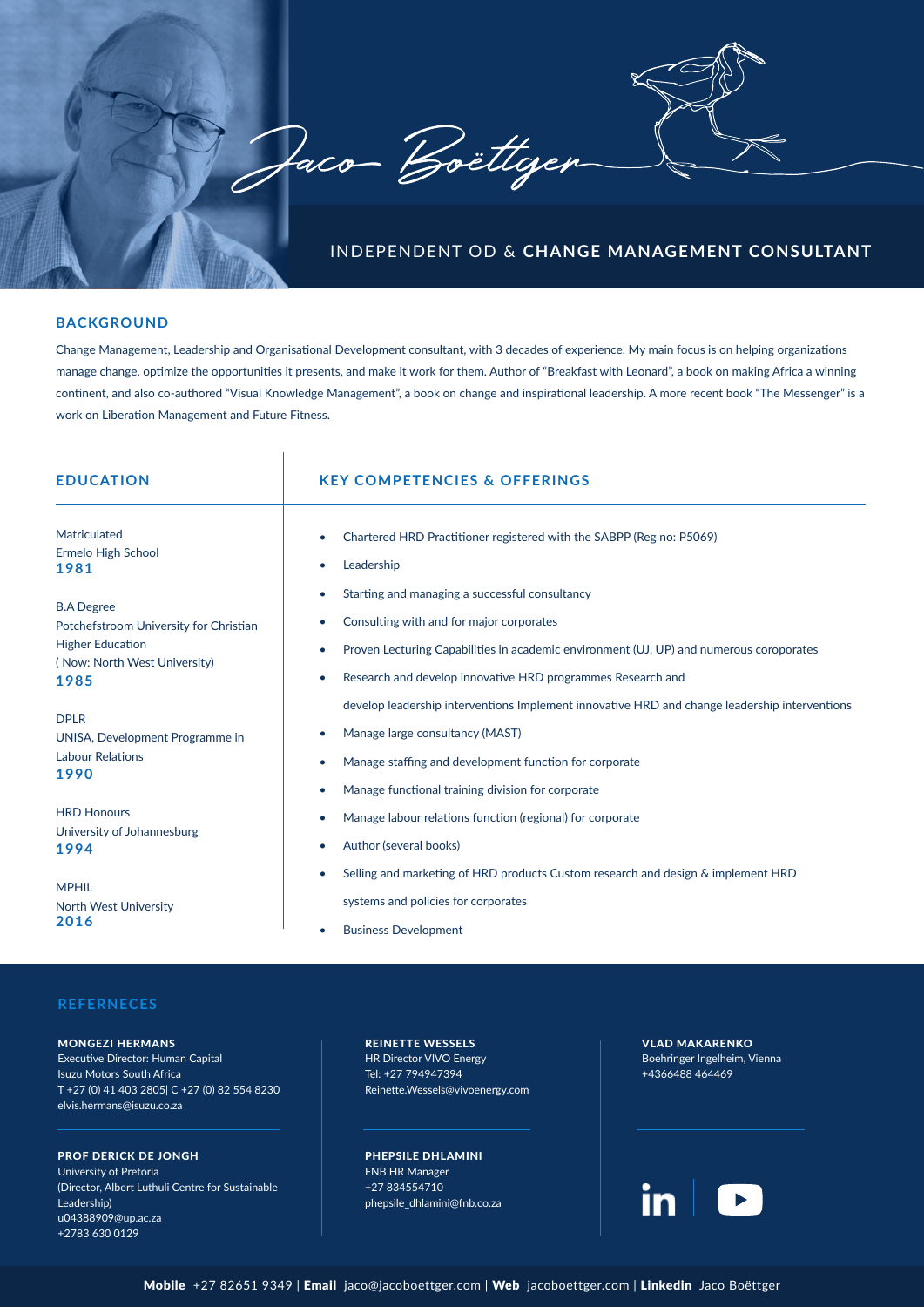# Jaco Boëttger

## INDEPENDENT OD & **CHANGE MANAGEMENT CONSULTANT**

## BACKGROUND

Change Management, Leadership and Organisational Development consultant, with 3 decades of experience. My main focus is on helping organizations manage change, optimize the opportunities it presents, and make it work for them. Author of "Breakfast with Leonard", a book on making Africa a winning continent, and also co-authored "Visual Knowledge Management", a book on change and inspirational leadership. A more recent book "The Messenger" is a work on Liberation Management and Future Fitness.

## EDUCATION

Matriculated
Ermelo High School
**1981**

B.A Degree
Potchefstroom University for Christian Higher Education
( Now: North West University)
**1985**

DPLR
UNISA, Development Programme in Labour Relations
**1990**

HRD Honours
University of Johannesburg
**1994**

MPHIL
North West University
**2016**

## KEY COMPETENCIES & OFFERINGS

- Chartered HRD Practitioner registered with the SABPP (Reg no: P5069)
- Leadership
- Starting and managing a successful consultancy
- Consulting with and for major corporates
- Proven Lecturing Capabilities in academic environment (UJ, UP) and numerous coroporates
- Research and develop innovative HRD programmes Research and develop leadership interventions Implement innovative HRD and change leadership interventions
- Manage large consultancy (MAST)
- Manage staffing and development function for corporate
- Manage functional training division for corporate
- Manage labour relations function (regional) for corporate
- Author (several books)
- Selling and marketing of HRD products Custom research and design & implement HRD systems and policies for corporates
- Business Development

## REFERNECES

**MONGEZI HERMANS**
Executive Director: Human Capital
Isuzu Motors South Africa
T +27 (0) 41 403 2805| C +27 (0) 82 554 8230
elvis.hermans@isuzu.co.za

**PROF DERICK DE JONGH**
University of Pretoria
(Director, Albert Luthuli Centre for Sustainable Leadership)
u04388909@up.ac.za
+2783 630 0129

**REINETTE WESSELS**
HR Director VIVO Energy
Tel: +27 794947394
Reinette.Wessels@vivoenergy.com

**PHEPSILE DHLAMINI**
FNB HR Manager
+27 834554710
phepsile_dhlamini@fnb.co.za

**VLAD MAKARENKO**
Boehringer Ingelheim, Vienna
+4366488 464469

**Mobile** +27 82651 9349 | **Email** jaco@jacoboettger.com | **Web** jacoboettger.com | **Linkedin** Jaco Boëttger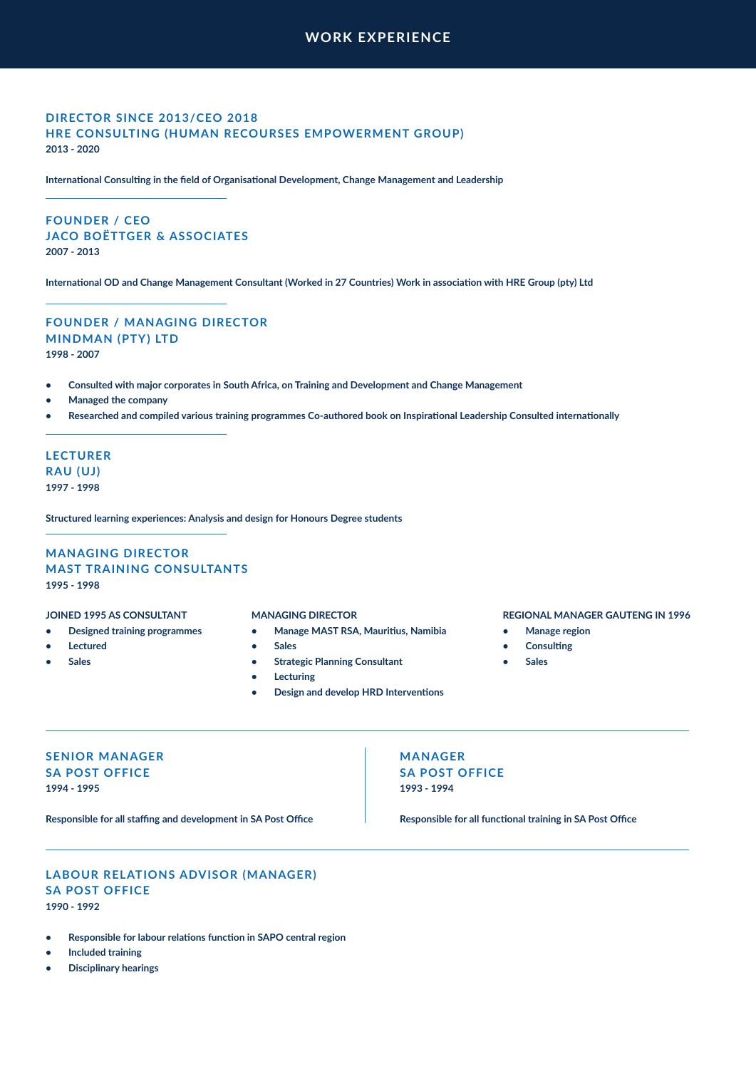# WORK EXPERIENCE

### DIRECTOR SINCE 2013/CEO 2018
### HRE CONSULTING (HUMAN RECOURSES EMPOWERMENT GROUP)

**2013 - 2020**

International Consulting in the field of Organisational Development, Change Management and Leadership

---

### FOUNDER / CEO
### JACO BOËTTGER & ASSOCIATES

**2007 - 2013**

International OD and Change Management Consultant (Worked in 27 Countries) Work in association with HRE Group (pty) Ltd

---

### FOUNDER / MANAGING DIRECTOR
### MINDMAN (PTY) LTD

**1998 - 2007**

- Consulted with major corporates in South Africa, on Training and Development and Change Management
- Managed the company
- Researched and compiled various training programmes Co-authored book on Inspirational Leadership Consulted internationally

---

### LECTURER
### RAU (UJ)

**1997 - 1998**

Structured learning experiences: Analysis and design for Honours Degree students

---

### MANAGING DIRECTOR
### MAST TRAINING CONSULTANTS

**1995 - 1998**

**JOINED 1995 AS CONSULTANT**

- Designed training programmes
- Lectured
- Sales

**MANAGING DIRECTOR**

- Manage MAST RSA, Mauritius, Namibia
- Sales
- Strategic Planning Consultant
- Lecturing
- Design and develop HRD Interventions

**REGIONAL MANAGER GAUTENG IN 1996**

- Manage region
- Consulting
- Sales

---

### SENIOR MANAGER
### SA POST OFFICE

**1994 - 1995**

Responsible for all staffing and development in SA Post Office

### MANAGER
### SA POST OFFICE

**1993 - 1994**

Responsible for all functional training in SA Post Office

---

### LABOUR RELATIONS ADVISOR (MANAGER)
### SA POST OFFICE

**1990 - 1992**

- Responsible for labour relations function in SAPO central region
- Included training
- Disciplinary hearings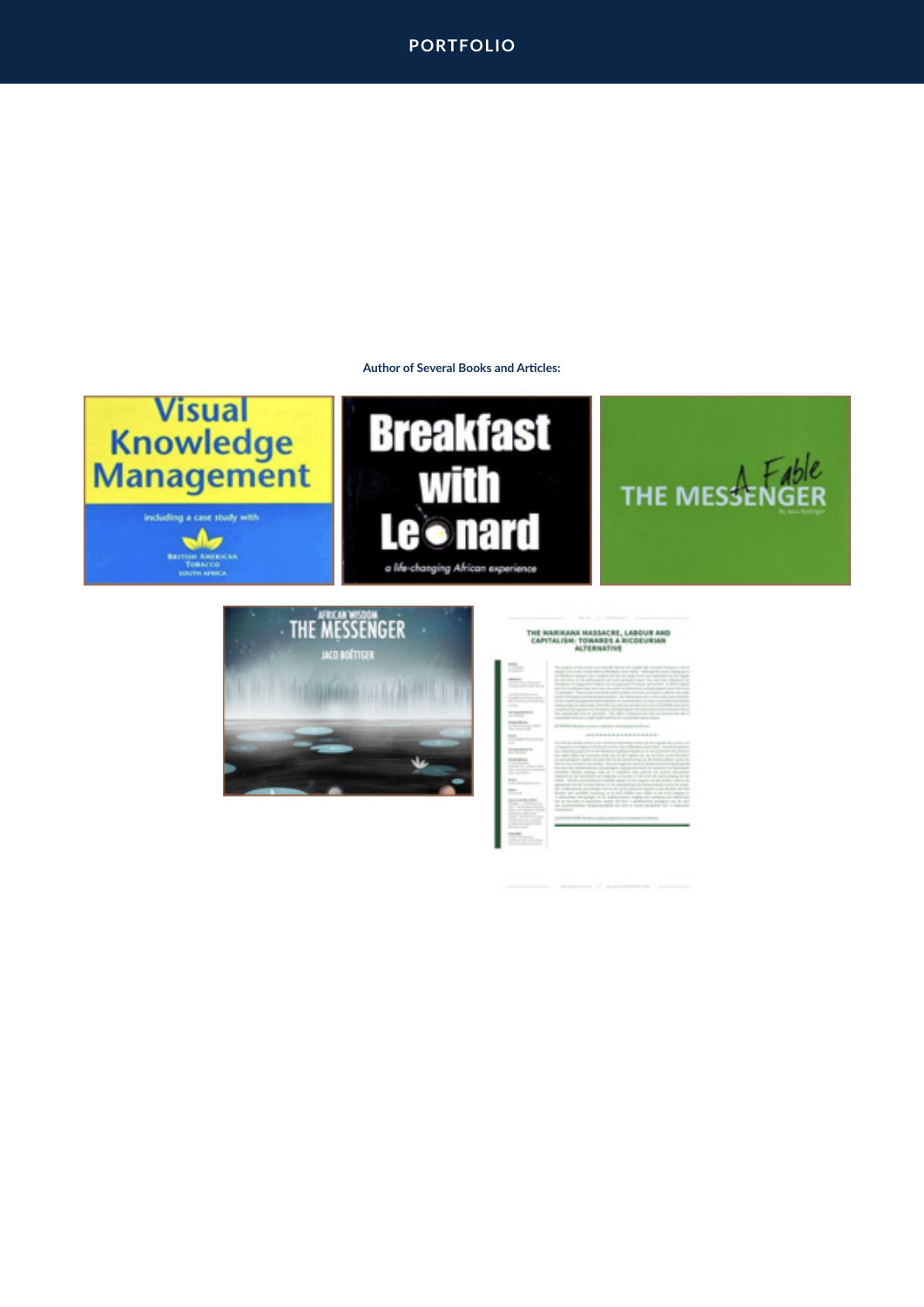# PORTFOLIO

**Author of Several Books and Articles:**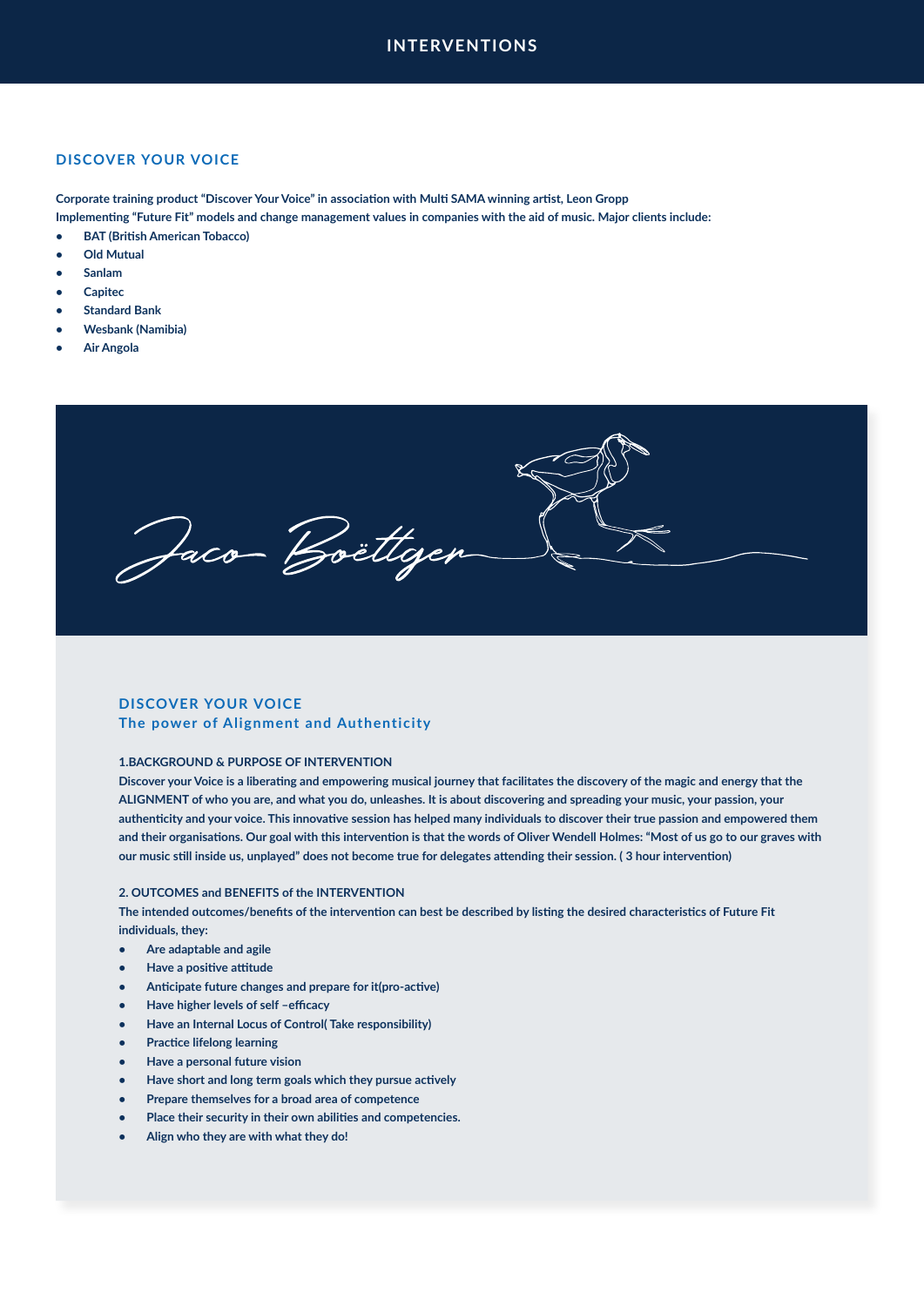# INTERVENTIONS

## DISCOVER YOUR VOICE

**Corporate training product "Discover Your Voice" in association with Multi SAMA winning artist, Leon Gropp**
**Implementing "Future Fit" models and change management values in companies with the aid of music. Major clients include:**

- **BAT (British American Tobacco)**
- **Old Mutual**
- **Sanlam**
- **Capitec**
- **Standard Bank**
- **Wesbank (Namibia)**
- **Air Angola**

Jaco Boëttger

## DISCOVER YOUR VOICE
### The power of Alignment and Authenticity

**1.BACKGROUND & PURPOSE OF INTERVENTION**

**Discover your Voice is a liberating and empowering musical journey that facilitates the discovery of the magic and energy that the ALIGNMENT of who you are, and what you do, unleashes. It is about discovering and spreading your music, your passion, your authenticity and your voice. This innovative session has helped many individuals to discover their true passion and empowered them and their organisations. Our goal with this intervention is that the words of Oliver Wendell Holmes: "Most of us go to our graves with our music still inside us, unplayed" does not become true for delegates attending their session. ( 3 hour intervention)**

**2. OUTCOMES and BENEFITS of the INTERVENTION**

**The intended outcomes/benefits of the intervention can best be described by listing the desired characteristics of Future Fit individuals, they:**

- **Are adaptable and agile**
- **Have a positive attitude**
- **Anticipate future changes and prepare for it(pro-active)**
- **Have higher levels of self –efficacy**
- **Have an Internal Locus of Control( Take responsibility)**
- **Practice lifelong learning**
- **Have a personal future vision**
- **Have short and long term goals which they pursue actively**
- **Prepare themselves for a broad area of competence**
- **Place their security in their own abilities and competencies.**
- **Align who they are with what they do!**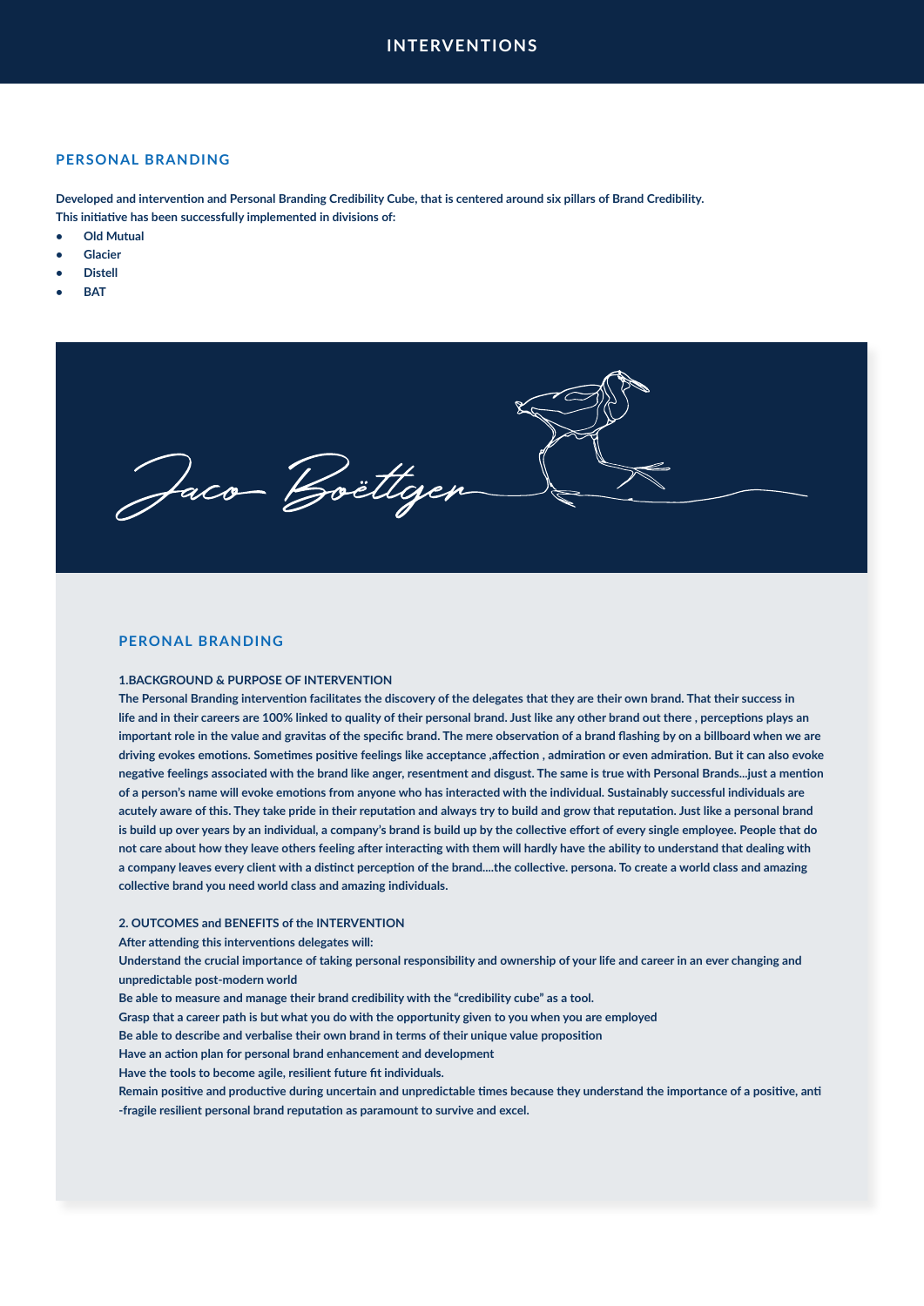# INTERVENTIONS

## PERSONAL BRANDING

**Developed and intervention and Personal Branding Credibility Cube, that is centered around six pillars of Brand Credibility. This initiative has been successfully implemented in divisions of:**

- **Old Mutual**
- **Glacier**
- **Distell**
- **BAT**

Jaco Boëttger

## PERONAL BRANDING

**1.BACKGROUND & PURPOSE OF INTERVENTION**

**The Personal Branding intervention facilitates the discovery of the delegates that they are their own brand. That their success in life and in their careers are 100% linked to quality of their personal brand. Just like any other brand out there , perceptions plays an important role in the value and gravitas of the specific brand. The mere observation of a brand flashing by on a billboard when we are driving evokes emotions. Sometimes positive feelings like acceptance ,affection , admiration or even admiration. But it can also evoke negative feelings associated with the brand like anger, resentment and disgust. The same is true with Personal Brands...just a mention of a person's name will evoke emotions from anyone who has interacted with the individual. Sustainably successful individuals are acutely aware of this. They take pride in their reputation and always try to build and grow that reputation. Just like a personal brand is build up over years by an individual, a company's brand is build up by the collective effort of every single employee. People that do not care about how they leave others feeling after interacting with them will hardly have the ability to understand that dealing with a company leaves every client with a distinct perception of the brand....the collective. persona. To create a world class and amazing collective brand you need world class and amazing individuals.**

**2. OUTCOMES and BENEFITS of the INTERVENTION**

**After attending this interventions delegates will:**

**Understand the crucial importance of taking personal responsibility and ownership of your life and career in an ever changing and unpredictable post-modern world**

**Be able to measure and manage their brand credibility with the "credibility cube" as a tool.**

**Grasp that a career path is but what you do with the opportunity given to you when you are employed**

**Be able to describe and verbalise their own brand in terms of their unique value proposition**

**Have an action plan for personal brand enhancement and development**

**Have the tools to become agile, resilient future fit individuals.**

**Remain positive and productive during uncertain and unpredictable times because they understand the importance of a positive, anti -fragile resilient personal brand reputation as paramount to survive and excel.**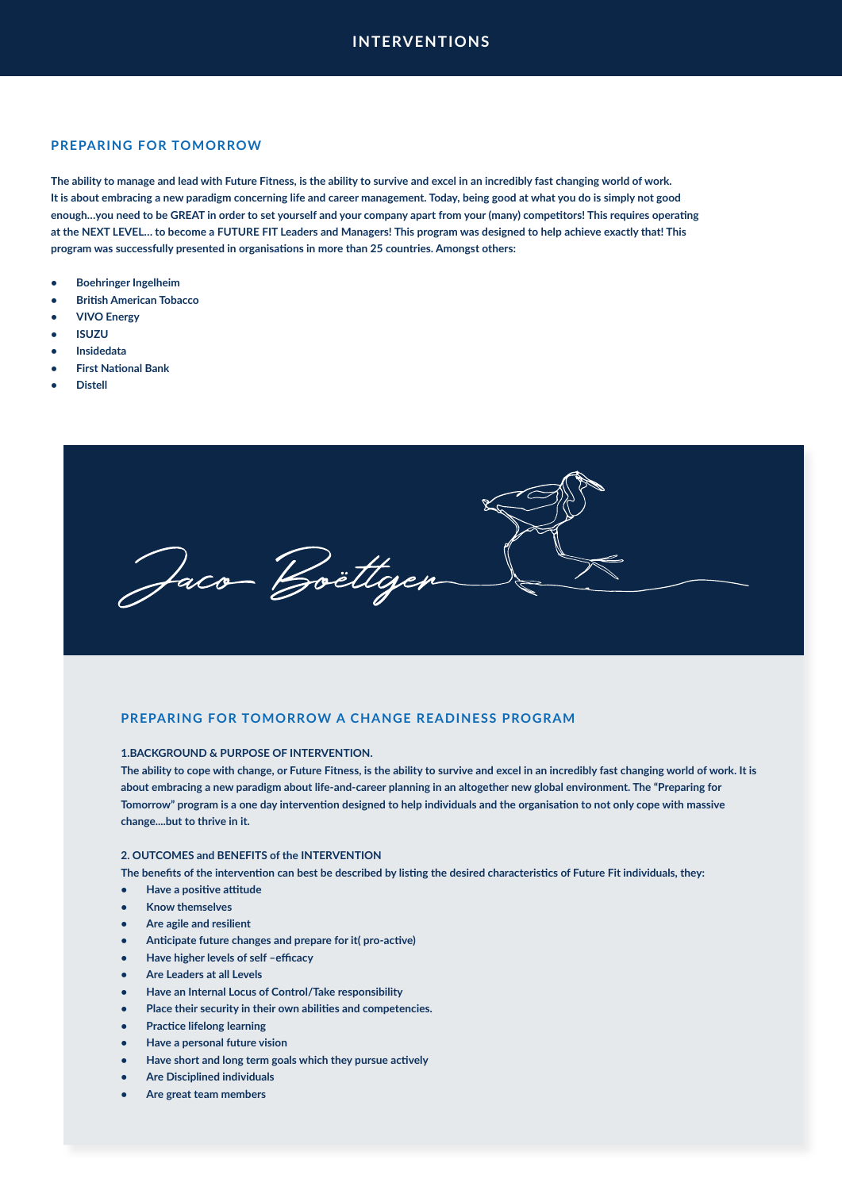# INTERVENTIONS

## PREPARING FOR TOMORROW

**The ability to manage and lead with Future Fitness, is the ability to survive and excel in an incredibly fast changing world of work. It is about embracing a new paradigm concerning life and career management. Today, being good at what you do is simply not good enough…you need to be GREAT in order to set yourself and your company apart from your (many) competitors! This requires operating at the NEXT LEVEL… to become a FUTURE FIT Leaders and Managers! This program was designed to help achieve exactly that! This program was successfully presented in organisations in more than 25 countries. Amongst others:**

- **Boehringer Ingelheim**
- **British American Tobacco**
- **VIVO Energy**
- **ISUZU**
- **Insidedata**
- **First National Bank**
- **Distell**

Jaco Boëttger

## PREPARING FOR TOMORROW A CHANGE READINESS PROGRAM

**1.BACKGROUND & PURPOSE OF INTERVENTION.**

**The ability to cope with change, or Future Fitness, is the ability to survive and excel in an incredibly fast changing world of work. It is about embracing a new paradigm about life-and-career planning in an altogether new global environment. The "Preparing for Tomorrow" program is a one day intervention designed to help individuals and the organisation to not only cope with massive change....but to thrive in it.**

**2. OUTCOMES and BENEFITS of the INTERVENTION**

**The benefits of the intervention can best be described by listing the desired characteristics of Future Fit individuals, they:**

- **Have a positive attitude**
- **Know themselves**
- **Are agile and resilient**
- **Anticipate future changes and prepare for it( pro-active)**
- **Have higher levels of self –efficacy**
- **Are Leaders at all Levels**
- **Have an Internal Locus of Control/Take responsibility**
- **Place their security in their own abilities and competencies.**
- **Practice lifelong learning**
- **Have a personal future vision**
- **Have short and long term goals which they pursue actively**
- **Are Disciplined individuals**
- **Are great team members**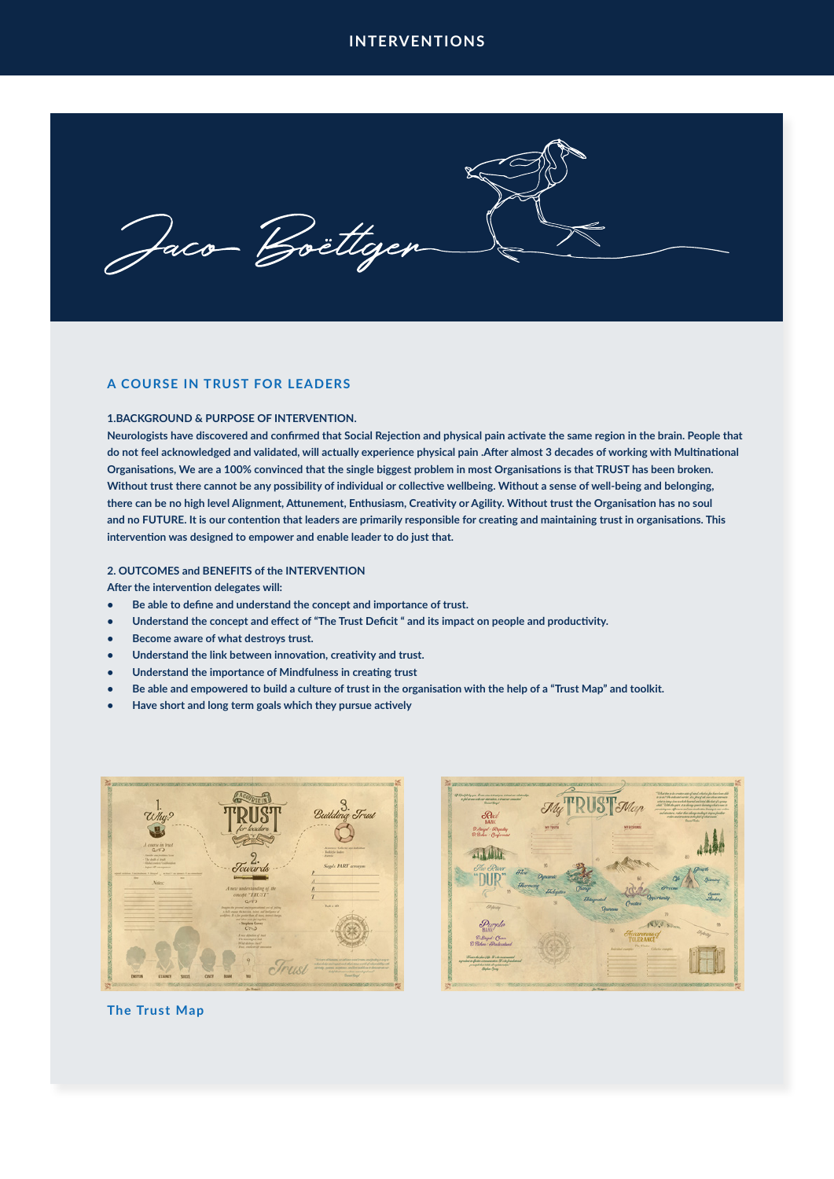INTERVENTIONS

Jaco Boëttger

## A COURSE IN TRUST FOR LEADERS

**1.BACKGROUND & PURPOSE OF INTERVENTION.**

**Neurologists have discovered and confirmed that Social Rejection and physical pain activate the same region in the brain. People that do not feel acknowledged and validated, will actually experience physical pain .After almost 3 decades of working with Multinational Organisations, We are a 100% convinced that the single biggest problem in most Organisations is that TRUST has been broken. Without trust there cannot be any possibility of individual or collective wellbeing. Without a sense of well-being and belonging, there can be no high level Alignment, Attunement, Enthusiasm, Creativity or Agility. Without trust the Organisation has no soul and no FUTURE. It is our contention that leaders are primarily responsible for creating and maintaining trust in organisations. This intervention was designed to empower and enable leader to do just that.**

**2. OUTCOMES and BENEFITS of the INTERVENTION**

**After the intervention delegates will:**

- **Be able to define and understand the concept and importance of trust.**
- **Understand the concept and effect of "The Trust Deficit " and its impact on people and productivity.**
- **Become aware of what destroys trust.**
- **Understand the link between innovation, creativity and trust.**
- **Understand the importance of Mindfulness in creating trust**
- **Be able and empowered to build a culture of trust in the organisation with the help of a "Trust Map" and toolkit.**
- **Have short and long term goals which they pursue actively**

The Trust Map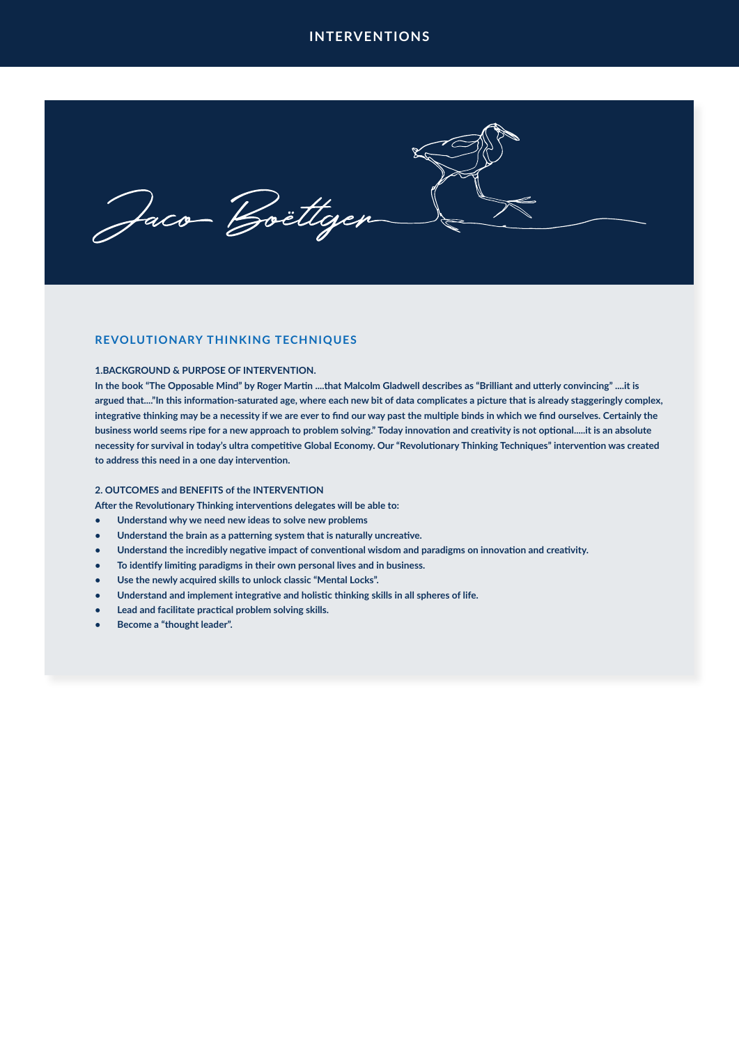# INTERVENTIONS

Jaco Boëttger

## REVOLUTIONARY THINKING TECHNIQUES

**1.BACKGROUND & PURPOSE OF INTERVENTION.**

**In the book "The Opposable Mind" by Roger Martin ....that Malcolm Gladwell describes as "Brilliant and utterly convincing" ....it is argued that...."In this information-saturated age, where each new bit of data complicates a picture that is already staggeringly complex, integrative thinking may be a necessity if we are ever to find our way past the multiple binds in which we find ourselves. Certainly the business world seems ripe for a new approach to problem solving." Today innovation and creativity is not optional.....it is an absolute necessity for survival in today's ultra competitive Global Economy. Our "Revolutionary Thinking Techniques" intervention was created to address this need in a one day intervention.**

**2. OUTCOMES and BENEFITS of the INTERVENTION**

**After the Revolutionary Thinking interventions delegates will be able to:**

- **Understand why we need new ideas to solve new problems**
- **Understand the brain as a patterning system that is naturally uncreative.**
- **Understand the incredibly negative impact of conventional wisdom and paradigms on innovation and creativity.**
- **To identify limiting paradigms in their own personal lives and in business.**
- **Use the newly acquired skills to unlock classic "Mental Locks".**
- **Understand and implement integrative and holistic thinking skills in all spheres of life.**
- **Lead and facilitate practical problem solving skills.**
- **Become a "thought leader".**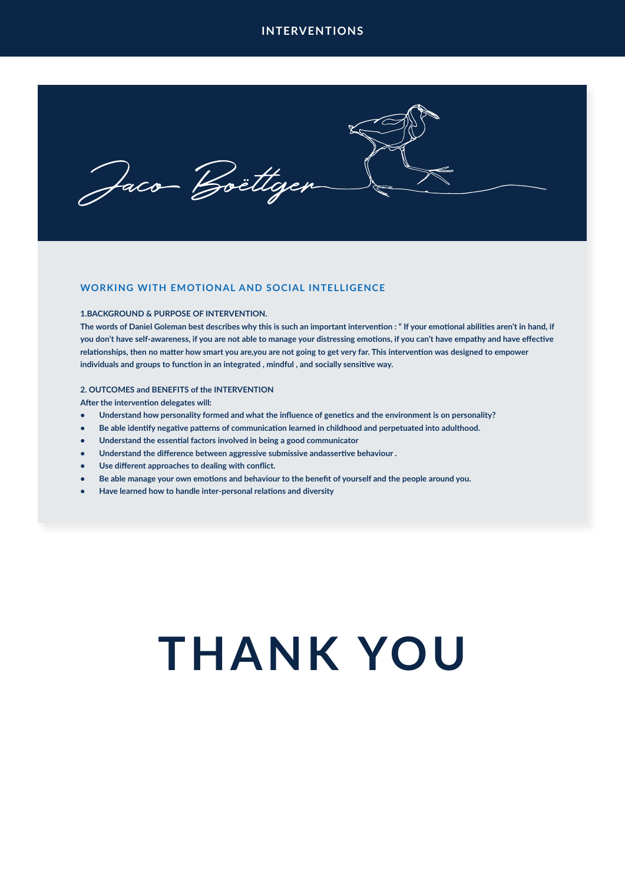Jaco Boëttger

## WORKING WITH EMOTIONAL AND SOCIAL INTELLIGENCE

**1.BACKGROUND & PURPOSE OF INTERVENTION.**

**The words of Daniel Goleman best describes why this is such an important intervention : " If your emotional abilities aren't in hand, if you don't have self-awareness, if you are not able to manage your distressing emotions, if you can't have empathy and have effective relationships, then no matter how smart you are,you are not going to get very far. This intervention was designed to empower individuals and groups to function in an integrated , mindful , and socially sensitive way.**

**2. OUTCOMES and BENEFITS of the INTERVENTION**

**After the intervention delegates will:**

- **Understand how personality formed and what the influence of genetics and the environment is on personality?**
- **Be able identify negative patterns of communication learned in childhood and perpetuated into adulthood.**
- **Understand the essential factors involved in being a good communicator**
- **Understand the difference between aggressive submissive andassertive behaviour .**
- **Use different approaches to dealing with conflict.**
- **Be able manage your own emotions and behaviour to the benefit of yourself and the people around you.**
- **Have learned how to handle inter-personal relations and diversity**

# THANK YOU